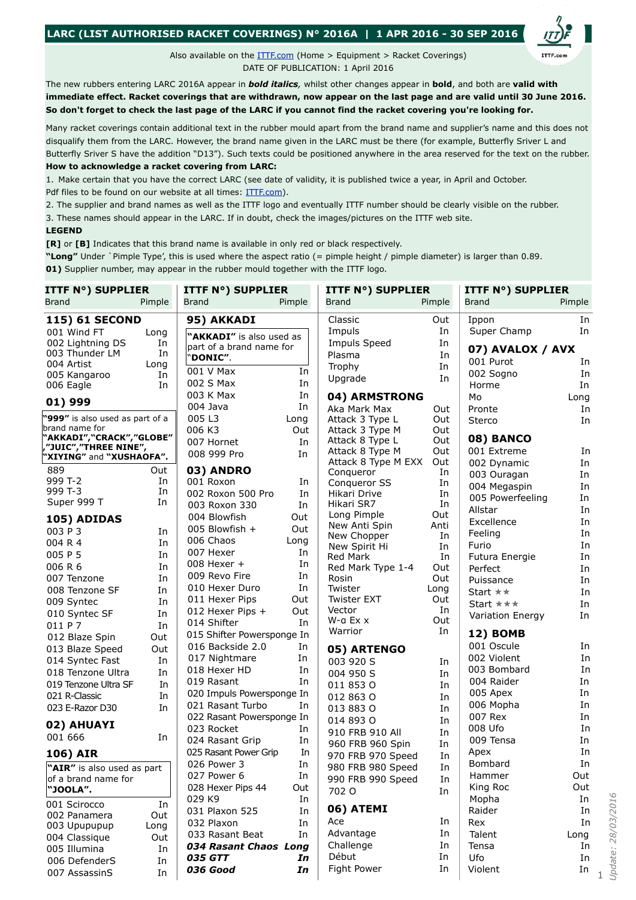# LARC (LIST AUTHORISED RACKET COVERINGS) N° 2016A | 1 APR 2016 - 30 SEP 2016

Also available on the ITTF.com (Home > Equipment > Racket Coverings)
DATE OF PUBLICATION: 1 April 2016

The new rubbers entering LARC 2016A appear in ***bold italics***, whilst other changes appear in **bold**, and both are **valid with immediate effect. Racket coverings that are withdrawn, now appear on the last page and are valid until 30 June 2016. So don't forget to check the last page of the LARC if you cannot find the racket covering you're looking for.**

Many racket coverings contain additional text in the rubber mould apart from the brand name and supplier's name and this does not disqualify them from the LARC. However, the brand name given in the LARC must be there (for example, Butterfly Sriver L and Butterfly Sriver S have the addition "D13"). Such texts could be positioned anywhere in the area reserved for the text on the rubber.

**How to acknowledge a racket covering from LARC:**

1. Make certain that you have the correct LARC (see date of validity, it is published twice a year, in April and October. Pdf files to be found on our website at all times: ITTF.com).
2. The supplier and brand names as well as the ITTF logo and eventually ITTF number should be clearly visible on the rubber.
3. These names should appear in the LARC. If in doubt, check the images/pictures on the ITTF web site.

**LEGEND**

**[R]** or **[B]** Indicates that this brand name is available in only red or black respectively.
**"Long"** Under `Pimple Type', this is used where the aspect ratio (= pimple height / pimple diameter) is larger than 0.89.
**01)** Supplier number, may appear in the rubber mould together with the ITTF logo.

| ITTF N°) SUPPLIER / Brand | Pimple |
|---|---|
| **115) 61 SECOND** | |
| 001 Wind FT | Long |
| 002 Lightning DS | In |
| 003 Thunder LM | In |
| 004 Artist | Long |
| 005 Kangaroo | In |
| 006 Eagle | In |
| **01) 999** | |
| **"999"** is also used as part of a brand name for **"AKKADI","CRACK","GLOBE","JUIC","THREE NINE","XIYING"** and **"XUSHAOFA"**. | |
| 889 | Out |
| 999 T-2 | In |
| 999 T-3 | In |
| Super 999 T | In |
| **105) ADIDAS** | |
| 003 P 3 | In |
| 004 R 4 | In |
| 005 P 5 | In |
| 006 R 6 | In |
| 007 Tenzone | In |
| 008 Tenzone SF | In |
| 009 Syntec | In |
| 010 Syntec SF | In |
| 011 P 7 | In |
| 012 Blaze Spin | Out |
| 013 Blaze Speed | Out |
| 014 Syntec Fast | In |
| 018 Tenzone Ultra | In |
| 019 Tenzone Ultra SF | In |
| 021 R-Classic | In |
| 023 E-Razor D30 | In |
| **02) AHUAYI** | |
| 001 666 | In |
| **106) AIR** | |
| **"AIR"** is also used as part of a brand name for **"JOOLA"**. | |
| 001 Scirocco | In |
| 002 Panamera | Out |
| 003 Upupupup | Long |
| 004 Classique | Out |
| 005 Illumina | In |
| 006 DefenderS | In |
| 007 AssassinS | In |
| **95) AKKADI** | |
| **"AKKADI"** is also used as part of a brand name for **"DONIC"**. | |
| 001 V Max | In |
| 002 S Max | In |
| 003 K Max | In |
| 004 Java | In |
| 005 L3 | Long |
| 006 K3 | Out |
| 007 Hornet | In |
| 008 999 Pro | In |
| **03) ANDRO** | |
| 001 Roxon | In |
| 002 Roxon 500 Pro | In |
| 003 Roxon 330 | In |
| 004 Blowfish | Out |
| 005 Blowfish + | Out |
| 006 Chaos | Long |
| 007 Hexer | In |
| 008 Hexer + | In |
| 009 Revo Fire | In |
| 010 Hexer Duro | In |
| 011 Hexer Pips | Out |
| 012 Hexer Pips + | Out |
| 014 Shifter | In |
| 015 Shifter Powersponge | In |
| 016 Backside 2.0 | In |
| 017 Nightmare | In |
| 018 Hexer HD | In |
| 019 Rasant | In |
| 020 Impuls Powersponge | In |
| 021 Rasant Turbo | In |
| 022 Rasant Powersponge | In |
| 023 Rocket | In |
| 024 Rasant Grip | In |
| 025 Rasant Power Grip | In |
| 026 Power 3 | In |
| 027 Power 6 | In |
| 028 Hexer Pips 44 | Out |
| 029 K9 | In |
| 031 Plaxon 525 | In |
| 032 Plaxon | In |
| 033 Rasant Beat | In |
| ***034 Rasant Chaos*** | ***Long*** |
| ***035 GTT*** | ***In*** |
| ***036 Good*** | ***In*** |
| Classic | Out |
| Impuls | In |
| Impuls Speed | In |
| Plasma | In |
| Trophy | In |
| Upgrade | In |
| **04) ARMSTRONG** | |
| Aka Mark Max | Out |
| Attack 3 Type L | Out |
| Attack 3 Type M | Out |
| Attack 8 Type L | Out |
| Attack 8 Type M | Out |
| Attack 8 Type M EXX | Out |
| Conqueror | In |
| Conqueror SS | In |
| Hikari Drive | In |
| Hikari SR7 | In |
| Long Pimple | Out |
| New Anti Spin | Anti |
| New Chopper | In |
| New Spirit Hi | In |
| Red Mark | In |
| Red Mark Type 1-4 | Out |
| Rosin | Out |
| Twister | Long |
| Twister EXT | Out |
| Vector | In |
| W-α Ex x | Out |
| Warrior | In |
| **05) ARTENGO** | |
| 003 920 S | In |
| 004 950 S | In |
| 011 853 O | In |
| 012 863 O | In |
| 013 883 O | In |
| 014 893 O | In |
| 910 FRB 910 All | In |
| 960 FRB 960 Spin | In |
| 970 FRB 970 Speed | In |
| 980 FRB 980 Speed | In |
| 990 FRB 990 Speed | In |
| 702 O | In |
| **06) ATEMI** | |
| Ace | In |
| Advantage | In |
| Challenge | In |
| Début | In |
| Fight Power | In |
| Ippon | In |
| Super Champ | In |
| **07) AVALOX / AVX** | |
| 001 Purot | In |
| 002 Sogno | In |
| Horme | In |
| Mo | Long |
| Pronte | In |
| Sterco | In |
| **08) BANCO** | |
| 001 Extreme | In |
| 002 Dynamic | In |
| 003 Ouragan | In |
| 004 Megaspin | In |
| 005 Powerfeeling | In |
| Allstar | In |
| Excellence | In |
| Feeling | In |
| Furio | In |
| Futura Energie | In |
| Perfect | In |
| Puissance | In |
| Start ★★ | In |
| Start ★★★ | In |
| Variation Energy | In |
| **12) BOMB** | |
| 001 Oscule | In |
| 002 Violent | In |
| 003 Bombard | In |
| 004 Raider | In |
| 005 Apex | In |
| 006 Mopha | In |
| 007 Rex | In |
| 008 Ufo | In |
| 009 Tensa | In |
| Apex | In |
| Bombard | Out |
| Hammer | Out |
| King Roc | Out |
| Mopha | In |
| Raider | In |
| Rex | In |
| Talent | Long |
| Tensa | In |
| Ufo | In |
| Violent | In |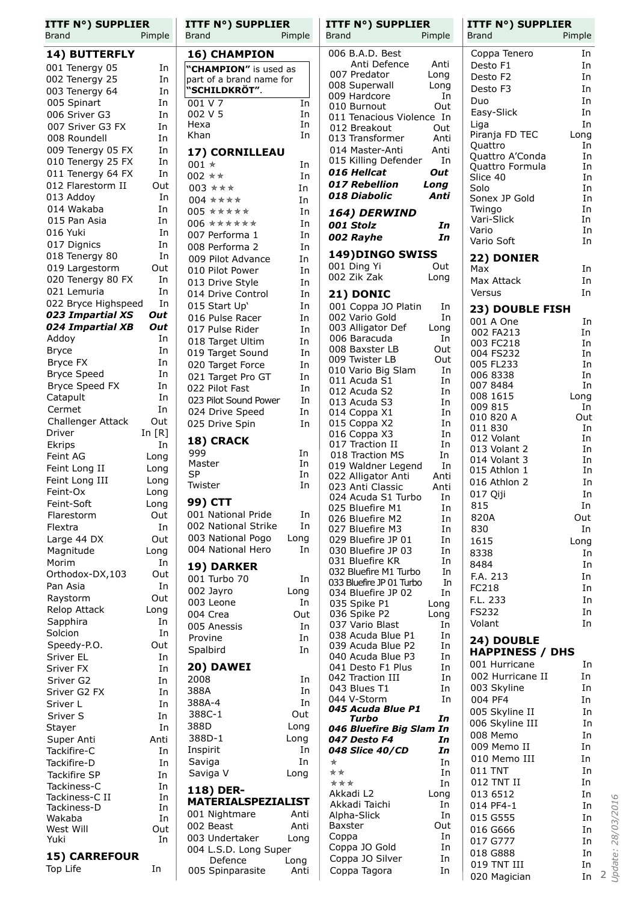| ITTF N°) SUPPLIER Brand | Pimple |
|---|---|

### 14) BUTTERFLY

| Brand | Pimple |
|---|---|
| 001 Tenergy 05 | In |
| 002 Tenergy 25 | In |
| 003 Tenergy 64 | In |
| 005 Spinart | In |
| 006 Sriver G3 | In |
| 007 Sriver G3 FX | In |
| 008 Roundell | In |
| 009 Tenergy 05 FX | In |
| 010 Tenergy 25 FX | In |
| 011 Tenergy 64 FX | In |
| 012 Flarestorm II | Out |
| 013 Addoy | In |
| 014 Wakaba | In |
| 015 Pan Asia | In |
| 016 Yuki | In |
| 017 Dignics | In |
| 018 Tenergy 80 | In |
| 019 Largestorm | Out |
| 020 Tenergy 80 FX | In |
| 021 Lemuria | In |
| 022 Bryce Highspeed | In |
| ***023 Impartial XS*** | ***Out*** |
| ***024 Impartial XB*** | ***Out*** |
| Addoy | In |
| Bryce | In |
| Bryce FX | In |
| Bryce Speed | In |
| Bryce Speed FX | In |
| Catapult | In |
| Cermet | In |
| Challenger Attack | Out |
| Driver | In [R] |
| Ekrips | In |
| Feint AG | Long |
| Feint Long II | Long |
| Feint Long III | Long |
| Feint-Ox | Long |
| Feint-Soft | Long |
| Flarestorm | Out |
| Flextra | In |
| Large 44 DX | Out |
| Magnitude | Long |
| Morim | In |
| Orthodox-DX,103 | Out |
| Pan Asia | In |
| Raystorm | Out |
| Relop Attack | Long |
| Sapphira | In |
| Solcion | In |
| Speedy-P.O. | Out |
| Sriver EL | In |
| Sriver FX | In |
| Sriver G2 | In |
| Sriver G2 FX | In |
| Sriver L | In |
| Sriver S | In |
| Stayer | In |
| Super Anti | Anti |
| Tackifire-C | In |
| Tackifire-D | In |
| Tackifire SP | In |
| Tackiness-C | In |
| Tackiness-C II | In |
| Tackiness-D | In |
| Wakaba | In |
| West Will | Out |
| Yuki | In |

### 15) CARREFOUR

| Brand | Pimple |
|---|---|
| Top Life | In |

### 16) CHAMPION

**"CHAMPION"** is used as part of a brand name for **"SCHILDKRÖT"**.

| Brand | Pimple |
|---|---|
| 001 V 7 | In |
| 002 V 5 | In |
| Hexa | In |
| Khan | In |

### 17) CORNILLEAU

| Brand | Pimple |
|---|---|
| 001 * | In |
| 002 ** | In |
| 003 *** | In |
| 004 **** | In |
| 005 ***** | In |
| 006 ****** | In |
| 007 Performa 1 | In |
| 008 Performa 2 | In |
| 009 Pilot Advance | In |
| 010 Pilot Power | In |
| 013 Drive Style | In |
| 014 Drive Control | In |
| 015 Start Up' | In |
| 016 Pulse Racer | In |
| 017 Pulse Rider | In |
| 018 Target Ultim | In |
| 019 Target Sound | In |
| 020 Target Force | In |
| 021 Target Pro GT | In |
| 022 Pilot Fast | In |
| 023 Pilot Sound Power | In |
| 024 Drive Speed | In |
| 025 Drive Spin | In |

### 18) CRACK

| Brand | Pimple |
|---|---|
| 999 | In |
| Master | In |
| SP | In |
| Twister | In |

### 99) CTT

| Brand | Pimple |
|---|---|
| 001 National Pride | In |
| 002 National Strike | In |
| 003 National Pogo | Long |
| 004 National Hero | In |

### 19) DARKER

| Brand | Pimple |
|---|---|
| 001 Turbo 70 | In |
| 002 Jayro | Long |
| 003 Leone | In |
| 004 Crea | Out |
| 005 Anessis | In |
| Provine | In |
| Spalbird | In |

### 20) DAWEI

| Brand | Pimple |
|---|---|
| 2008 | In |
| 388A | In |
| 388A-4 | In |
| 388C-1 | Out |
| 388D | Long |
| 388D-1 | Long |
| Inspirit | In |
| Saviga | In |
| Saviga V | Long |

### 118) DER-MATERIALSPEZIALIST

| Brand | Pimple |
|---|---|
| 001 Nightmare | Anti |
| 002 Beast | Anti |
| 003 Undertaker | Long |
| 004 L.S.D. Long Super Defence | Long |
| 005 Spinparasite | Anti |
| 006 B.A.D. Best Anti Defence | Anti |
| 007 Predator | Long |
| 008 Superwall | Long |
| 009 Hardcore | In |
| 010 Burnout | Out |
| 011 Tenacious Violence | In |
| 012 Breakout | Out |
| 013 Transformer | Anti |
| 014 Master-Anti | Anti |
| 015 Killing Defender | In |
| ***016 Hellcat*** | ***Out*** |
| ***017 Rebellion*** | ***Long*** |
| ***018 Diabolic*** | ***Anti*** |

### ***164) DERWIND***

| Brand | Pimple |
|---|---|
| ***001 Stolz*** | ***In*** |
| ***002 Rayhe*** | ***In*** |

### 149)DINGO SWISS

| Brand | Pimple |
|---|---|
| 001 Ding Yi | Out |
| 002 Zik Zak | Long |

### 21) DONIC

| Brand | Pimple |
|---|---|
| 001 Coppa JO Platin | In |
| 002 Vario Gold | In |
| 003 Alligator Def | Long |
| 006 Baracuda | In |
| 008 Baxster LB | Out |
| 009 Twister LB | Out |
| 010 Vario Big Slam | In |
| 011 Acuda S1 | In |
| 012 Acuda S2 | In |
| 013 Acuda S3 | In |
| 014 Coppa X1 | In |
| 015 Coppa X2 | In |
| 016 Coppa X3 | In |
| 017 Traction II | In |
| 018 Traction MS | In |
| 019 Waldner Legend | In |
| 022 Alligator Anti | Anti |
| 023 Anti Classic | Anti |
| 024 Acuda S1 Turbo | In |
| 025 Bluefire M1 | In |
| 026 Bluefire M2 | In |
| 027 Bluefire M3 | In |
| 029 Bluefire JP 01 | In |
| 030 Bluefire JP 03 | In |
| 031 Bluefire KR | In |
| 032 Bluefire M1 Turbo | In |
| 033 Bluefire JP 01 Turbo | In |
| 034 Bluefire JP 02 | In |
| 035 Spike P1 | Long |
| 036 Spike P2 | Long |
| 037 Vario Blast | In |
| 038 Acuda Blue P1 | In |
| 039 Acuda Blue P2 | In |
| 040 Acuda Blue P3 | In |
| 041 Desto F1 Plus | In |
| 042 Traction III | In |
| 043 Blues T1 | In |
| 044 V-Storm | In |
| ***045 Acuda Blue P1 Turbo*** | ***In*** |
| ***046 Bluefire Big Slam*** | ***In*** |
| ***047 Desto F4*** | ***In*** |
| ***048 Slice 40/CD*** | ***In*** |
| * | In |
| ** | In |
| *** | In |
| Akkadi L2 | Long |
| Akkadi Taichi | In |
| Alpha-Slick | In |
| Baxster | Out |
| Coppa | In |
| Coppa JO Gold | In |
| Coppa JO Silver | In |
| Coppa Tagora | In |
| Coppa Tenero | In |
| Desto F1 | In |
| Desto F2 | In |
| Desto F3 | In |
| Duo | In |
| Easy-Slick | In |
| Liga | In |
| Piranja FD TEC | Long |
| Quattro | In |
| Quattro A'Conda | In |
| Quattro Formula | In |
| Slice 40 | In |
| Solo | In |
| Sonex JP Gold | In |
| Twingo | In |
| Vari-Slick | In |
| Vario | In |
| Vario Soft | In |

### 22) DONIER

| Brand | Pimple |
|---|---|
| Max | In |
| Max Attack | In |
| Versus | In |

### 23) DOUBLE FISH

| Brand | Pimple |
|---|---|
| 001 A One | In |
| 002 FA213 | In |
| 003 FC218 | In |
| 004 FS232 | In |
| 005 FL233 | In |
| 006 8338 | In |
| 007 8484 | In |
| 008 1615 | Long |
| 009 815 | In |
| 010 820 A | Out |
| 011 830 | In |
| 012 Volant | In |
| 013 Volant 2 | In |
| 014 Volant 3 | In |
| 015 Athlon 1 | In |
| 016 Athlon 2 | In |
| 017 Qiji | In |
| 815 | In |
| 820A | Out |
| 830 | In |
| 1615 | Long |
| 8338 | In |
| 8484 | In |
| F.A. 213 | In |
| FC218 | In |
| F.L. 233 | In |
| FS232 | In |
| Volant | In |

### 24) DOUBLE HAPPINESS / DHS

| Brand | Pimple |
|---|---|
| 001 Hurricane | In |
| 002 Hurricane II | In |
| 003 Skyline | In |
| 004 PF4 | In |
| 005 Skyline II | In |
| 006 Skyline III | In |
| 008 Memo | In |
| 009 Memo II | In |
| 010 Memo III | In |
| 011 TNT | In |
| 012 TNT II | In |
| 013 6512 | In |
| 014 PF4-1 | In |
| 015 G555 | In |
| 016 G666 | In |
| 017 G777 | In |
| 018 G888 | In |
| 019 TNT III | In |
| 020 Magician | In |

*Update: 28/03/2016*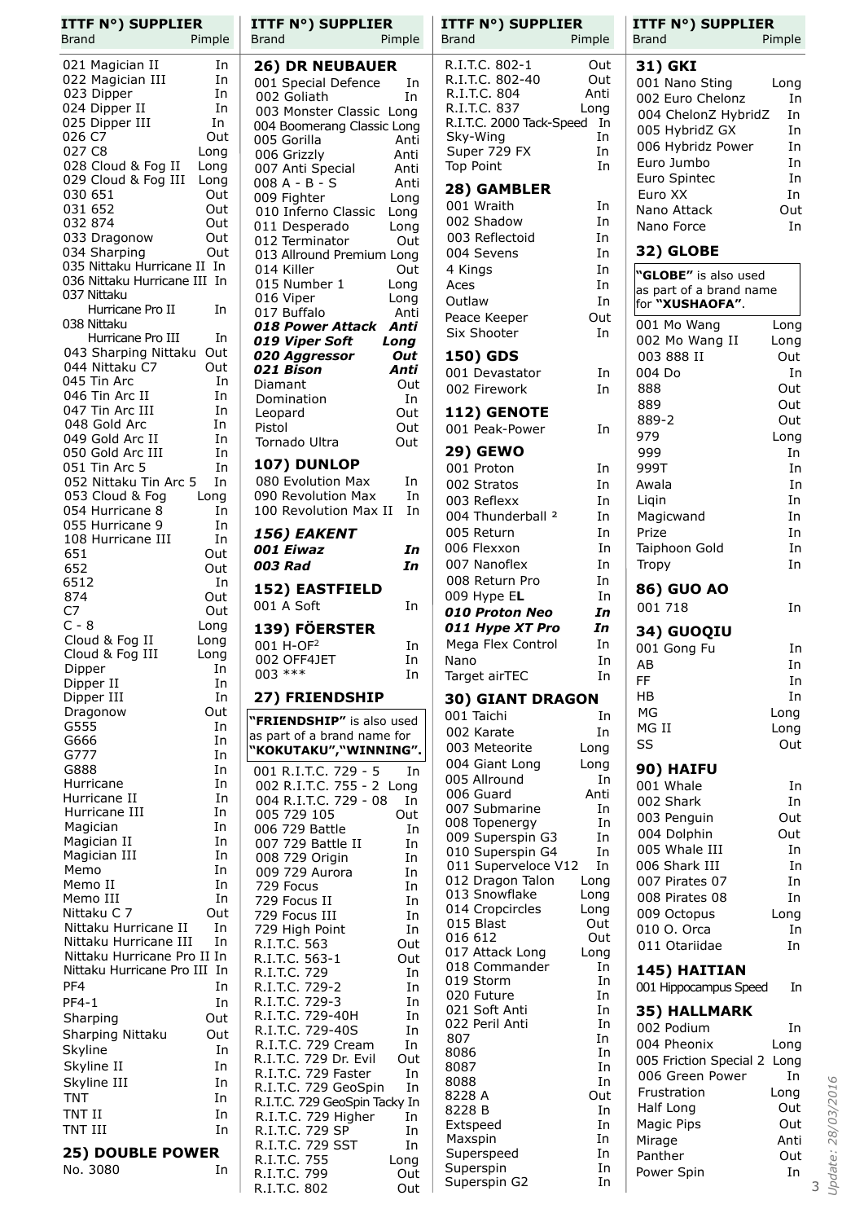| ITTF N°) SUPPLIER Brand | Pimple |
|---|---|
| 021 Magician II | In |
| 022 Magician III | In |
| 023 Dipper | In |
| 024 Dipper II | In |
| 025 Dipper III | In |
| 026 C7 | Out |
| 027 C8 | Long |
| 028 Cloud & Fog II | Long |
| 029 Cloud & Fog III | Long |
| 030 651 | Out |
| 031 652 | Out |
| 032 874 | Out |
| 033 Dragonow | Out |
| 034 Sharping | Out |
| 035 Nittaku Hurricane II | In |
| 036 Nittaku Hurricane III | In |
| 037 Nittaku Hurricane Pro II | In |
| 038 Nittaku Hurricane Pro III | In |
| 043 Sharping Nittaku | Out |
| 044 Nittaku C7 | Out |
| 045 Tin Arc | In |
| 046 Tin Arc II | In |
| 047 Tin Arc III | In |
| 048 Gold Arc | In |
| 049 Gold Arc II | In |
| 050 Gold Arc III | In |
| 051 Tin Arc 5 | In |
| 052 Nittaku Tin Arc 5 | In |
| 053 Cloud & Fog | Long |
| 054 Hurricane 8 | In |
| 055 Hurricane 9 | In |
| 108 Hurricane III | In |
| 651 | Out |
| 652 | Out |
| 6512 | In |
| 874 | Out |
| C7 | Out |
| C - 8 | Long |
| Cloud & Fog II | Long |
| Cloud & Fog III | Long |
| Dipper | In |
| Dipper II | In |
| Dipper III | In |
| Dragonow | Out |
| G555 | In |
| G666 | In |
| G777 | In |
| G888 | In |
| Hurricane | In |
| Hurricane II | In |
| Hurricane III | In |
| Magician | In |
| Magician II | In |
| Magician III | In |
| Memo | In |
| Memo II | In |
| Memo III | In |
| Nittaku C 7 | Out |
| Nittaku Hurricane II | In |
| Nittaku Hurricane III | In |
| Nittaku Hurricane Pro II | In |
| Nittaku Hurricane Pro III | In |
| PF4 | In |
| PF4-1 | In |
| Sharping | Out |
| Sharping Nittaku | Out |
| Skyline | In |
| Skyline II | In |
| Skyline III | In |
| TNT | In |
| TNT II | In |
| TNT III | In |

### 25) DOUBLE POWER

| Brand | Pimple |
|---|---|
| No. 3080 | In |

### 26) DR NEUBAUER

| Brand | Pimple |
|---|---|
| 001 Special Defence | In |
| 002 Goliath | In |
| 003 Monster Classic | Long |
| 004 Boomerang Classic | Long |
| 005 Gorilla | Anti |
| 006 Grizzly | Anti |
| 007 Anti Special | Anti |
| 008 A - B - S | Anti |
| 009 Fighter | Long |
| 010 Inferno Classic | Long |
| 011 Desperado | Long |
| 012 Terminator | Out |
| 013 Allround Premium | Long |
| 014 Killer | Out |
| 015 Number 1 | Long |
| 016 Viper | Long |
| 017 Buffalo | Anti |
| ***018 Power Attack*** | ***Anti*** |
| ***019 Viper Soft*** | ***Long*** |
| ***020 Aggressor*** | ***Out*** |
| ***021 Bison*** | ***Anti*** |
| Diamant | Out |
| Domination | In |
| Leopard | Out |
| Pistol | Out |
| Tornado Ultra | Out |

### 107) DUNLOP

| Brand | Pimple |
|---|---|
| 080 Evolution Max | In |
| 090 Revolution Max | In |
| 100 Revolution Max II | In |

### *156) EAKENT*

| Brand | Pimple |
|---|---|
| ***001 Eiwaz*** | ***In*** |
| ***003 Rad*** | ***In*** |

### 152) EASTFIELD

| Brand | Pimple |
|---|---|
| 001 A Soft | In |

### 139) FÖERSTER

| Brand | Pimple |
|---|---|
| 001 H-OF$^2$ | In |
| 002 OFF4JET | In |
| 003 *** | In |

### 27) FRIENDSHIP

**"FRIENDSHIP"** is also used as part of a brand name for **"KOKUTAKU","WINNING".**

| Brand | Pimple |
|---|---|
| 001 R.I.T.C. 729 - 5 | In |
| 002 R.I.T.C. 755 - 2 | Long |
| 004 R.I.T.C. 729 - 08 | In |
| 005 729 105 | Out |
| 006 729 Battle | In |
| 007 729 Battle II | In |
| 008 729 Origin | In |
| 009 729 Aurora | In |
| 729 Focus | In |
| 729 Focus II | In |
| 729 Focus III | In |
| 729 High Point | In |
| R.I.T.C. 563 | Out |
| R.I.T.C. 563-1 | Out |
| R.I.T.C. 729 | In |
| R.I.T.C. 729-2 | In |
| R.I.T.C. 729-3 | In |
| R.I.T.C. 729-40H | In |
| R.I.T.C. 729-40S | In |
| R.I.T.C. 729 Cream | In |
| R.I.T.C. 729 Dr. Evil | Out |
| R.I.T.C. 729 Faster | In |
| R.I.T.C. 729 GeoSpin | In |
| R.I.T.C. 729 GeoSpin Tacky | In |
| R.I.T.C. 729 Higher | In |
| R.I.T.C. 729 SP | In |
| R.I.T.C. 729 SST | In |
| R.I.T.C. 755 | Long |
| R.I.T.C. 799 | Out |
| R.I.T.C. 802 | Out |
| R.I.T.C. 802-1 | Out |
| R.I.T.C. 802-40 | Out |
| R.I.T.C. 804 | Anti |
| R.I.T.C. 837 | Long |
| R.I.T.C. 2000 Tack-Speed | In |
| Sky-Wing | In |
| Super 729 FX | In |
| Top Point | In |

### 28) GAMBLER

| Brand | Pimple |
|---|---|
| 001 Wraith | In |
| 002 Shadow | In |
| 003 Reflectoid | In |
| 004 Sevens | In |
| 4 Kings | In |
| Aces | In |
| Outlaw | In |
| Peace Keeper | Out |
| Six Shooter | In |

### 150) GDS

| Brand | Pimple |
|---|---|
| 001 Devastator | In |
| 002 Firework | In |

### 112) GENOTE

| Brand | Pimple |
|---|---|
| 001 Peak-Power | In |

### 29) GEWO

| Brand | Pimple |
|---|---|
| 001 Proton | In |
| 002 Stratos | In |
| 003 Reflexx | In |
| 004 Thunderball [2] | In |
| 005 Return | In |
| 006 Flexxon | In |
| 007 Nanoflex | In |
| 008 Return Pro | In |
| 009 Hype E**L** | In |
| ***010 Proton Neo*** | ***In*** |
| ***011 Hype XT Pro*** | ***In*** |
| Mega Flex Control | In |
| Nano | In |
| Target airTEC | In |

### 30) GIANT DRAGON

| Brand | Pimple |
|---|---|
| 001 Taichi | In |
| 002 Karate | In |
| 003 Meteorite | Long |
| 004 Giant Long | Long |
| 005 Allround | In |
| 006 Guard | Anti |
| 007 Submarine | In |
| 008 Topenergy | In |
| 009 Superspin G3 | In |
| 010 Superspin G4 | In |
| 011 Superveloce V12 | In |
| 012 Dragon Talon | Long |
| 013 Snowflake | Long |
| 014 Cropcircles | Long |
| 015 Blast | Out |
| 016 612 | Out |
| 017 Attack Long | Long |
| 018 Commander | In |
| 019 Storm | In |
| 020 Future | In |
| 021 Soft Anti | In |
| 022 Peril Anti | In |
| 807 | In |
| 8086 | In |
| 8087 | In |
| 8088 | In |
| 8228 A | Out |
| 8228 B | In |
| Extspeed | In |
| Maxspin | In |
| Superspeed | In |
| Superspin | In |
| Superspin G2 | In |

### 31) GKI

| Brand | Pimple |
|---|---|
| 001 Nano Sting | Long |
| 002 Euro Chelonz | In |
| 004 ChelonZ HybridZ | In |
| 005 HybridZ GX | In |
| 006 Hybridz Power | In |
| Euro Jumbo | In |
| Euro Spintec | In |
| Euro XX | In |
| Nano Attack | Out |
| Nano Force | In |

### 32) GLOBE

**"GLOBE"** is also used as part of a brand name for **"XUSHAOFA"**.

| Brand | Pimple |
|---|---|
| 001 Mo Wang | Long |
| 002 Mo Wang II | Long |
| 003 888 II | Out |
| 004 Do | In |
| 888 | Out |
| 889 | Out |
| 889-2 | Out |
| 979 | Long |
| 999 | In |
| 999T | In |
| Awala | In |
| Liqin | In |
| Magicwand | In |
| Prize | In |
| Taiphoon Gold | In |
| Tropy | In |

### 86) GUO AO

| Brand | Pimple |
|---|---|
| 001 718 | In |

### 34) GUOQIU

| Brand | Pimple |
|---|---|
| 001 Gong Fu | In |
| AB | In |
| FF | In |
| HB | In |
| MG | Long |
| MG II | Long |
| SS | Out |

### 90) HAIFU

| Brand | Pimple |
|---|---|
| 001 Whale | In |
| 002 Shark | In |
| 003 Penguin | Out |
| 004 Dolphin | Out |
| 005 Whale III | In |
| 006 Shark III | In |
| 007 Pirates 07 | In |
| 008 Pirates 08 | In |
| 009 Octopus | Long |
| 010 O. Orca | In |
| 011 Otariidae | In |

### 145) HAITIAN

| Brand | Pimple |
|---|---|
| 001 Hippocampus Speed | In |

### 35) HALLMARK

| Brand | Pimple |
|---|---|
| 002 Podium | In |
| 004 Pheonix | Long |
| 005 Friction Special 2 | Long |
| 006 Green Power | In |
| Frustration | Long |
| Half Long | Out |
| Magic Pips | Out |
| Mirage | Anti |
| Panther | Out |
| Power Spin | In |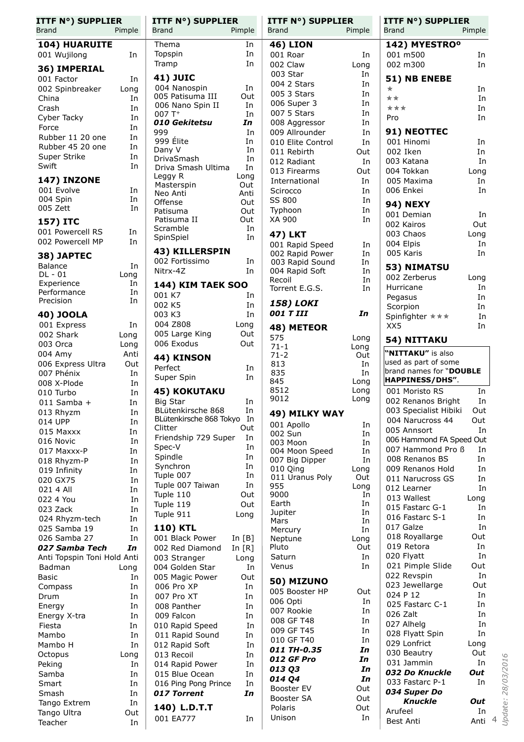| ITTF N°) SUPPLIER Brand | Pimple |
|---|---|
| **104) HUARUITE** | |
| 001 Wujilong | In |
| **36) IMPERIAL** | |
| 001 Factor | In |
| 002 Spinbreaker | Long |
| China | In |
| Crash | In |
| Cyber Tacky | In |
| Force | In |
| Rubber 11 20 one | In |
| Rubber 45 20 one | In |
| Super Strike | In |
| Swift | In |
| **147) INZONE** | |
| 001 Evolve | In |
| 004 Spin | In |
| 005 Zett | In |
| **157) ITC** | |
| 001 Powercell RS | In |
| 002 Powercell MP | In |
| **38) JAPTEC** | |
| Balance | In |
| DL - 01 | Long |
| Experience | In |
| Performance | In |
| Precision | In |
| **40) JOOLA** | |
| 001 Express | In |
| 002 Shark | Long |
| 003 Orca | Long |
| 004 Amy | Anti |
| 006 Express Ultra | Out |
| 007 Phénix | In |
| 008 X-Plode | In |
| 010 Turbo | In |
| 011 Samba + | In |
| 013 Rhyzm | In |
| 014 UPP | In |
| 015 Maxxx | In |
| 016 Novic | In |
| 017 Maxxx-P | In |
| 018 Rhyzm-P | In |
| 019 Infinity | In |
| 020 GX75 | In |
| 021 4 All | In |
| 022 4 You | In |
| 023 Zack | In |
| 024 Rhyzm-tech | In |
| 025 Samba 19 | In |
| 026 Samba 27 | In |
| ***027 Samba Tech*** | ***In*** |
| Anti Topspin Toni Hold | Anti |
| Badman | Long |
| Basic | In |
| Compass | In |
| Drum | In |
| Energy | In |
| Energy X-tra | In |
| Fiesta | In |
| Mambo | In |
| Mambo H | In |
| Octopus | Long |
| Peking | In |
| Samba | In |
| Smart | In |
| Smash | In |
| Tango Extrem | In |
| Tango Ultra | Out |
| Teacher | In |
| Thema | In |
| Topspin | In |
| Tramp | In |
| **41) JUIC** | |
| 004 Nanospin | In |
| 005 Patisuma III | Out |
| 006 Nano Spin II | In |
| 007 T⁺ | In |
| ***010 Gekitetsu*** | ***In*** |
| 999 | In |
| 999 Élite | In |
| Dany V | In |
| DrivaSmash | In |
| Driva Smash Ultima | In |
| Leggy R | Long |
| Masterspin | Out |
| Neo Anti | Anti |
| Offense | Out |
| Patisuma | Out |
| Patisuma II | Out |
| Scramble | In |
| SpinSpiel | In |
| **43) KILLERSPIN** | |
| 002 Fortissimo | In |
| Nitrx-4Z | In |
| **144) KIM TAEK SOO** | |
| 001 K7 | In |
| 002 K5 | In |
| 003 K3 | In |
| 004 Z808 | Long |
| 005 Large King | Out |
| 006 Exodus | Out |
| **44) KINSON** | |
| Perfect | In |
| Super Spin | In |
| **45) KOKUTAKU** | |
| Big Star | In |
| BLütenkirsche 868 | In |
| BLütenkirsche 868 Tokyo | In |
| Clitter | Out |
| Friendship 729 Super | In |
| Spec-V | In |
| Spindle | In |
| Synchron | In |
| Tuple 007 | In |
| Tuple 007 Taiwan | In |
| Tuple 110 | Out |
| Tuple 119 | Out |
| Tuple 911 | Long |
| **110) KTL** | |
| 001 Black Power | In [B] |
| 002 Red Diamond | In [R] |
| 003 Stranger | Long |
| 004 Golden Star | In |
| 005 Magic Power | Out |
| 006 Pro XP | In |
| 007 Pro XT | In |
| 008 Panther | In |
| 009 Falcon | In |
| 010 Rapid Speed | In |
| 011 Rapid Sound | In |
| 012 Rapid Soft | In |
| 013 Recoil | In |
| 014 Rapid Power | In |
| 015 Blue Ocean | In |
| 016 Ping Pong Prince | In |
| ***017 Torrent*** | ***In*** |
| **140) L.D.T.T** | |
| 001 EA777 | In |
| **46) LION** | |
| 001 Roar | In |
| 002 Claw | Long |
| 003 Star | In |
| 004 2 Stars | In |
| 005 3 Stars | In |
| 006 Super 3 | In |
| 007 5 Stars | In |
| 008 Aggressor | In |
| 009 Allrounder | In |
| 010 Elite Control | In |
| 011 Rebirth | Out |
| 012 Radiant | In |
| 013 Firearms | Out |
| International | In |
| Scirocco | In |
| SS 800 | In |
| Typhoon | In |
| XA 900 | In |
| **47) LKT** | |
| 001 Rapid Speed | In |
| 002 Rapid Power | In |
| 003 Rapid Sound | In |
| 004 Rapid Soft | In |
| Recoil | In |
| Torrent E.G.S. | In |
| ***158) LOKI*** | |
| ***001 T III*** | ***In*** |
| **48) METEOR** | |
| 575 | Long |
| 71-1 | Long |
| 71-2 | Out |
| 813 | In |
| 835 | In |
| 845 | Long |
| 8512 | Long |
| 9012 | Long |
| **49) MILKY WAY** | |
| 001 Apollo | In |
| 002 Sun | In |
| 003 Moon | In |
| 004 Moon Speed | In |
| 007 Big Dipper | In |
| 010 Qing | Long |
| 011 Uranus Poly | Out |
| 955 | Long |
| 9000 | In |
| Earth | In |
| Jupiter | In |
| Mars | In |
| Mercury | In |
| Neptune | Long |
| Pluto | Out |
| Saturn | In |
| Venus | In |
| **50) MIZUNO** | |
| 005 Booster HP | Out |
| 006 Opti | In |
| 007 Rookie | In |
| 008 GF T48 | In |
| 009 GF T45 | In |
| 010 GF T40 | In |
| ***011 TH-0.35*** | ***In*** |
| ***012 GF Pro*** | ***In*** |
| ***013 Q3*** | ***In*** |
| ***014 Q4*** | ***In*** |
| Booster EV | Out |
| Booster SA | Out |
| Polaris | Out |
| Unison | In |
| **142) MYESTROº** | |
| 001 m500 | In |
| 002 m300 | In |
| **51) NB ENEBE** | |
| ★ | In |
| ★★ | In |
| ★★★ | In |
| Pro | In |
| **91) NEOTTEC** | |
| 001 Hinomi | In |
| 002 Iken | In |
| 003 Katana | In |
| 004 Tokkan | Long |
| 005 Maxima | In |
| 006 Enkei | In |
| **94) NEXY** | |
| 001 Demian | In |
| 002 Kairos | Out |
| 003 Chaos | Long |
| 004 Elpis | In |
| 005 Karis | In |
| **53) NIMATSU** | |
| 002 Zerberus | Long |
| Hurricane | In |
| Pegasus | In |
| Scorpion | In |
| Spinfighter ★★★ | In |
| XX5 | In |
| **54) NITTAKU** | |
| **"NITTAKU"** is also used as part of some brand names for **"DOUBLE HAPPINESS/DHS"**. | |
| 001 Moristo RS | In |
| 002 Renanos Bright | In |
| 003 Specialist Hibiki | Out |
| 004 Narucross 44 | Out |
| 005 Annsort | In |
| 006 Hammond FA Speed | Out |
| 007 Hammond Pro ß | In |
| 008 Renanos BS | In |
| 009 Renanos Hold | In |
| 011 Narucross GS | In |
| 012 Learner | In |
| 013 Wallest | Long |
| 015 Fastarc G-1 | In |
| 016 Fastarc S-1 | In |
| 017 Galze | In |
| 018 Royallarge | Out |
| 019 Retora | In |
| 020 Flyatt | In |
| 021 Pimple Slide | Out |
| 022 Revspin | In |
| 023 Jewellarge | Out |
| 024 P 12 | In |
| 025 Fastarc C-1 | In |
| 026 Zalt | In |
| 027 Alhelg | In |
| 028 Flyatt Spin | In |
| 029 Lonfrict | Long |
| 030 Beautry | Out |
| 031 Jammin | In |
| ***032 Do Knuckle*** | ***Out*** |
| 033 Fastarc P-1 | In |
| ***034 Super Do Knuckle*** | ***Out*** |
| Arufeel | In |
| Best Anti | Anti |

Update: 28/03/2016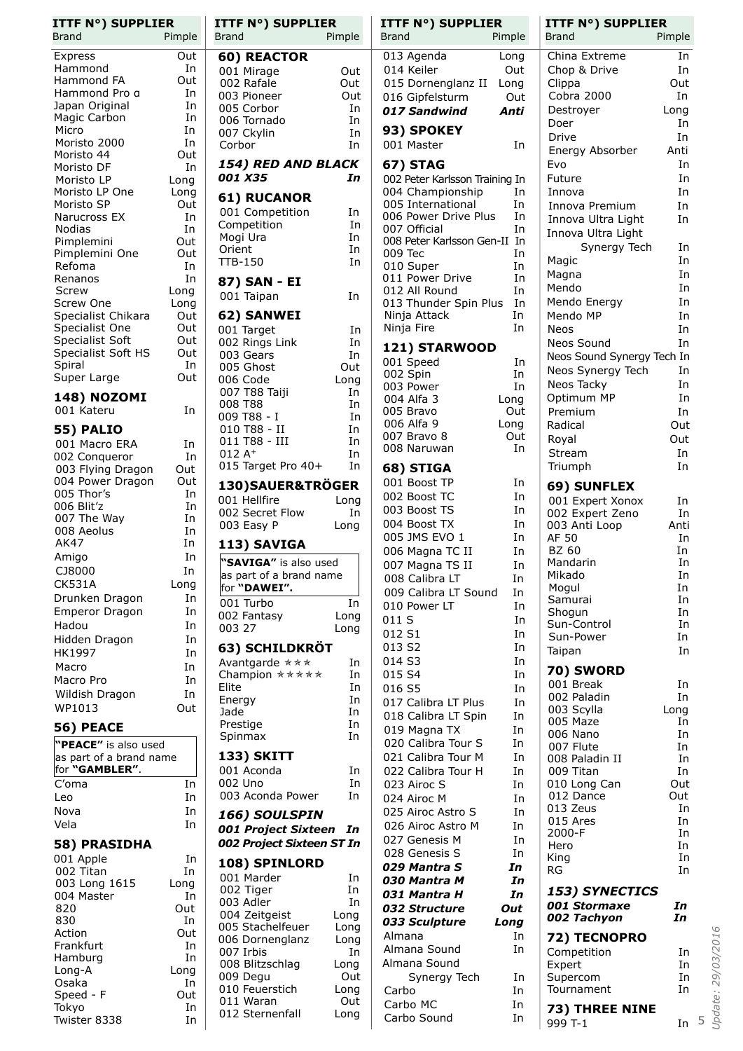| ITTF N°) SUPPLIER Brand | Pimple |
|---|---|
| Express | Out |
| Hammond | In |
| Hammond FA | Out |
| Hammond Pro α | In |
| Japan Original | In |
| Magic Carbon | In |
| Micro | In |
| Moristo 2000 | In |
| Moristo 44 | Out |
| Moristo DF | In |
| Moristo LP | Long |
| Moristo LP One | Long |
| Moristo SP | Out |
| Narucross EX | In |
| Nodias | In |
| Pimplemini | Out |
| Pimplemini One | Out |
| Refoma | In |
| Renanos | In |
| Screw | Long |
| Screw One | Long |
| Specialist Chikara | Out |
| Specialist One | Out |
| Specialist Soft | Out |
| Specialist Soft HS | Out |
| Spiral | In |
| Super Large | Out |

## 148) NOZOMI

| Brand | Pimple |
|---|---|
| 001 Kateru | In |

## 55) PALIO

| Brand | Pimple |
|---|---|
| 001 Macro ERA | In |
| 002 Conqueror | In |
| 003 Flying Dragon | Out |
| 004 Power Dragon | Out |
| 005 Thor's | In |
| 006 Blit'z | In |
| 007 The Way | In |
| 008 Aeolus | In |
| AK47 | In |
| Amigo | In |
| CJ8000 | In |
| CK531A | Long |
| Drunken Dragon | In |
| Emperor Dragon | In |
| Hadou | In |
| Hidden Dragon | In |
| HK1997 | In |
| Macro | In |
| Macro Pro | In |
| Wildish Dragon | In |
| WP1013 | Out |

## 56) PEACE

**"PEACE"** is also used as part of a brand name for **"GAMBLER"**.

| Brand | Pimple |
|---|---|
| C'oma | In |
| Leo | In |
| Nova | In |
| Vela | In |

## 58) PRASIDHA

| Brand | Pimple |
|---|---|
| 001 Apple | In |
| 002 Titan | In |
| 003 Long 1615 | Long |
| 004 Master | In |
| 820 | Out |
| 830 | In |
| Action | Out |
| Frankfurt | In |
| Hamburg | In |
| Long-A | Long |
| Osaka | In |
| Speed - F | Out |
| Tokyo | In |
| Twister 8338 | In |

## 60) REACTOR

| Brand | Pimple |
|---|---|
| 001 Mirage | Out |
| 002 Rafale | Out |
| 003 Pioneer | Out |
| 005 Corbor | In |
| 006 Tornado | In |
| 007 Ckylin | In |
| Corbor | In |

## *154) RED AND BLACK*

| Brand | Pimple |
|---|---|
| ***001 X35*** | ***In*** |

## 61) RUCANOR

| Brand | Pimple |
|---|---|
| 001 Competition | In |
| Competition | In |
| Mogi Ura | In |
| Orient | In |
| TTB-150 | In |

## 87) SAN - EI

| Brand | Pimple |
|---|---|
| 001 Taipan | In |

## 62) SANWEI

| Brand | Pimple |
|---|---|
| 001 Target | In |
| 002 Rings Link | In |
| 003 Gears | In |
| 005 Ghost | Out |
| 006 Code | Long |
| 007 T88 Taiji | In |
| 008 T88 | In |
| 009 T88 - I | In |
| 010 T88 - II | In |
| 011 T88 - III | In |
| 012 A+ | In |
| 015 Target Pro 40+ | In |

## 130)SAUER&TRÖGER

| Brand | Pimple |
|---|---|
| 001 Hellfire | Long |
| 002 Secret Flow | In |
| 003 Easy P | Long |

## 113) SAVIGA

**"SAVIGA"** is also used as part of a brand name for **"DAWEI"**.

| Brand | Pimple |
|---|---|
| 001 Turbo | In |
| 002 Fantasy | Long |
| 003 27 | Long |

## 63) SCHILDKRÖT

| Brand | Pimple |
|---|---|
| Avantgarde ☆☆☆ | In |
| Champion ☆☆☆☆☆ | In |
| Elite | In |
| Energy | In |
| Jade | In |
| Prestige | In |
| Spinmax | In |

## 133) SKITT

| Brand | Pimple |
|---|---|
| 001 Aconda | In |
| 002 Uno | In |
| 003 Aconda Power | In |

## *166) SOULSPIN*

| Brand | Pimple |
|---|---|
| ***001 Project Sixteen*** | ***In*** |
| ***002 Project Sixteen ST*** | ***In*** |

## 108) SPINLORD

| Brand | Pimple |
|---|---|
| 001 Marder | In |
| 002 Tiger | In |
| 003 Adler | In |
| 004 Zeitgeist | Long |
| 005 Stachelfeuer | Long |
| 006 Dornenglanz | Long |
| 007 Irbis | In |
| 008 Blitzschlag | Long |
| 009 Degu | Out |
| 010 Feuerstich | Long |
| 011 Waran | Out |
| 012 Sternenfall | Long |
| 013 Agenda | Long |
| 014 Keiler | Out |
| 015 Dornenglanz II | Long |
| 016 Gipfelsturm | Out |
| ***017 Sandwind*** | ***Anti*** |

## 93) SPOKEY

| Brand | Pimple |
|---|---|
| 001 Master | In |

## 67) STAG

| Brand | Pimple |
|---|---|
| 002 Peter Karlsson Training | In |
| 004 Championship | In |
| 005 International | In |
| 006 Power Drive Plus | In |
| 007 Official | In |
| 008 Peter Karlsson Gen-II | In |
| 009 Tec | In |
| 010 Super | In |
| 011 Power Drive | In |
| 012 All Round | In |
| 013 Thunder Spin Plus | In |
| Ninja Attack | In |
| Ninja Fire | In |

## 121) STARWOOD

| Brand | Pimple |
|---|---|
| 001 Speed | In |
| 002 Spin | In |
| 003 Power | In |
| 004 Alfa 3 | Long |
| 005 Bravo | Out |
| 006 Alfa 9 | Long |
| 007 Bravo 8 | Out |
| 008 Naruwan | In |

## 68) STIGA

| Brand | Pimple |
|---|---|
| 001 Boost TP | In |
| 002 Boost TC | In |
| 003 Boost TS | In |
| 004 Boost TX | In |
| 005 JMS EVO 1 | In |
| 006 Magna TC II | In |
| 007 Magna TS II | In |
| 008 Calibra LT | In |
| 009 Calibra LT Sound | In |
| 010 Power LT | In |
| 011 S | In |
| 012 S1 | In |
| 013 S2 | In |
| 014 S3 | In |
| 015 S4 | In |
| 016 S5 | In |
| 017 Calibra LT Plus | In |
| 018 Calibra LT Spin | In |
| 019 Magna TX | In |
| 020 Calibra Tour S | In |
| 021 Calibra Tour M | In |
| 022 Calibra Tour H | In |
| 023 Airoc S | In |
| 024 Airoc M | In |
| 025 Airoc Astro S | In |
| 026 Airoc Astro M | In |
| 027 Genesis M | In |
| 028 Genesis S | In |
| ***029 Mantra S*** | ***In*** |
| ***030 Mantra M*** | ***In*** |
| ***031 Mantra H*** | ***In*** |
| ***032 Structure*** | ***Out*** |
| ***033 Sculpture*** | ***Long*** |
| Almana | In |
| Almana Sound | In |
| Almana Sound Synergy Tech | In |
| Carbo | In |
| Carbo MC | In |
| Carbo Sound | In |
| China Extreme | In |
| Chop & Drive | In |
| Clippa | Out |
| Cobra 2000 | In |
| Destroyer | Long |
| Doer | In |
| Drive | In |
| Energy Absorber | Anti |
| Evo | In |
| Future | In |
| Innova | In |
| Innova Premium | In |
| Innova Ultra Light | In |
| Innova Ultra Light Synergy Tech | In |
| Magic | In |
| Magna | In |
| Mendo | In |
| Mendo Energy | In |
| Mendo MP | In |
| Neos | In |
| Neos Sound | In |
| Neos Sound Synergy Tech | In |
| Neos Synergy Tech | In |
| Neos Tacky | In |
| Optimum MP | In |
| Premium | In |
| Radical | Out |
| Royal | Out |
| Stream | In |
| Triumph | In |

## 69) SUNFLEX

| Brand | Pimple |
|---|---|
| 001 Expert Xonox | In |
| 002 Expert Zeno | In |
| 003 Anti Loop | Anti |
| AF 50 | In |
| BZ 60 | In |
| Mandarin | In |
| Mikado | In |
| Mogul | In |
| Samurai | In |
| Shogun | In |
| Sun-Control | In |
| Sun-Power | In |
| Taipan | In |

## 70) SWORD

| Brand | Pimple |
|---|---|
| 001 Break | In |
| 002 Paladin | In |
| 003 Scylla | Long |
| 005 Maze | In |
| 006 Nano | In |
| 007 Flute | In |
| 008 Paladin II | In |
| 009 Titan | In |
| 010 Long Can | Out |
| 012 Dance | Out |
| 013 Zeus | In |
| 015 Ares | In |
| 2000-F | In |
| Hero | In |
| King | In |
| RG | In |

## *153) SYNECTICS*

| Brand | Pimple |
|---|---|
| ***001 Stormaxe*** | ***In*** |
| ***002 Tachyon*** | ***In*** |

## 72) TECNOPRO

| Brand | Pimple |
|---|---|
| Competition | In |
| Expert | In |
| Supercom | In |
| Tournament | In |

## 73) THREE NINE

| Brand | Pimple |
|---|---|
| 999 T-1 | In |

*Update: 29/03/2016*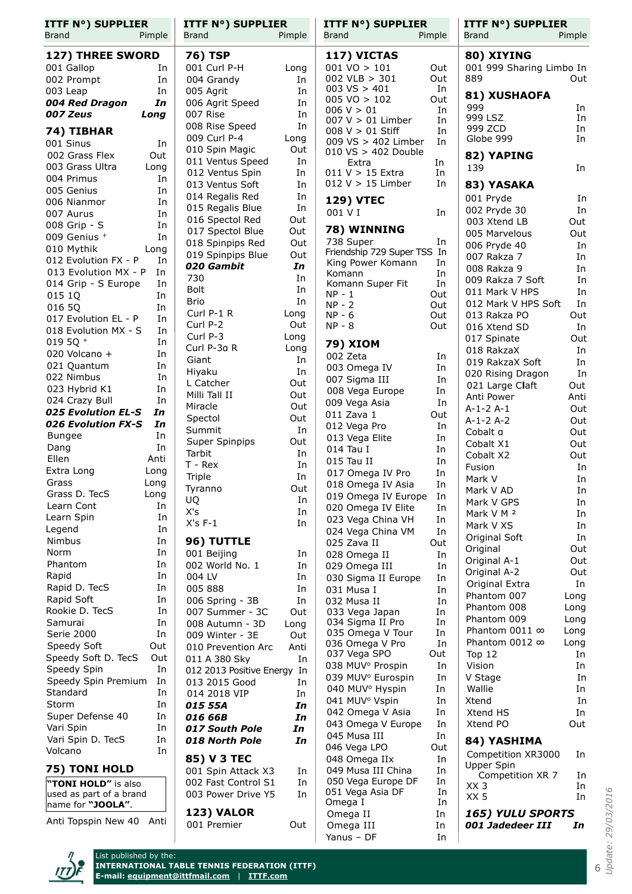| ITTF N°) SUPPLIER Brand | Pimple |
|---|---|
| **127) THREE SWORD** | |
| 001 Gallop | In |
| 002 Prompt | In |
| 003 Leap | In |
| ***004 Red Dragon*** | ***In*** |
| ***007 Zeus*** | ***Long*** |
| **74) TIBHAR** | |
| 001 Sinus | In |
| 002 Grass Flex | Out |
| 003 Grass Ultra | Long |
| 004 Primus | In |
| 005 Genius | In |
| 006 Nianmor | In |
| 007 Aurus | In |
| 008 Grip - S | In |
| 009 Genius + | In |
| 010 Mythik | Long |
| 012 Evolution FX - P | In |
| 013 Evolution MX - P | In |
| 014 Grip - S Europe | In |
| 015 1Q | In |
| 016 5Q | In |
| 017 Evolution EL - P | In |
| 018 Evolution MX - S | In |
| 019 5Q + | In |
| 020 Volcano + | In |
| 021 Quantum | In |
| 022 Nimbus | In |
| 023 Hybrid K1 | In |
| 024 Crazy Bull | In |
| ***025 Evolution EL-S*** | ***In*** |
| ***026 Evolution FX-S*** | ***In*** |
| Bungee | In |
| Dang | In |
| Ellen | Anti |
| Extra Long | Long |
| Grass | Long |
| Grass D. TecS | Long |
| Learn Cont | In |
| Learn Spin | In |
| Legend | In |
| Nimbus | In |
| Norm | In |
| Phantom | In |
| Rapid | In |
| Rapid D. TecS | In |
| Rapid Soft | In |
| Rookie D. TecS | In |
| Samurai | In |
| Serie 2000 | In |
| Speedy Soft | Out |
| Speedy Soft D. TecS | Out |
| Speedy Spin | In |
| Speedy Spin Premium | In |
| Standard | In |
| Storm | In |
| Super Defense 40 | In |
| Vari Spin | In |
| Vari Spin D. TecS | In |
| Volcano | In |
| **75) TONI HOLD** | |
| **"TONI HOLD"** is also used as part of a brand name for **"JOOLA"**. | |
| Anti Topspin New 40 | Anti |
| **76) TSP** | |
| 001 Curl P-H | Long |
| 004 Grandy | In |
| 005 Agrit | In |
| 006 Agrit Speed | In |
| 007 Rise | In |
| 008 Rise Speed | In |
| 009 Curl P-4 | Long |
| 010 Spin Magic | Out |
| 011 Ventus Speed | In |
| 012 Ventus Spin | In |
| 013 Ventus Soft | In |
| 014 Regalis Red | In |
| 015 Regalis Blue | In |
| 016 Spectol Red | Out |
| 017 Spectol Blue | Out |
| 018 Spinpips Red | Out |
| 019 Spinpips Blue | Out |
| ***020 Gambit*** | ***In*** |
| 730 | In |
| Bolt | In |
| Brio | In |
| Curl P-1 R | Long |
| Curl P-2 | Out |
| Curl P-3 | Long |
| Curl P-3α R | Long |
| Giant | In |
| Hiyaku | In |
| L Catcher | Out |
| Milli Tall II | Out |
| Miracle | Out |
| Spectol | Out |
| Summit | In |
| Super Spinpips | Out |
| Tarbit | In |
| T - Rex | In |
| Triple | In |
| Tyranno | Out |
| UQ | In |
| X's | In |
| X's F-1 | In |
| **96) TUTTLE** | |
| 001 Beijing | In |
| 002 World No. 1 | In |
| 004 LV | In |
| 005 888 | In |
| 006 Spring - 3B | In |
| 007 Summer - 3C | Out |
| 008 Autumn - 3D | Long |
| 009 Winter - 3E | Out |
| 010 Prevention Arc | Anti |
| 011 A 380 Sky | In |
| 012 2013 Positive Energy | In |
| 013 2015 Good | In |
| 014 2018 VIP | In |
| ***015 55A*** | ***In*** |
| ***016 66B*** | ***In*** |
| ***017 South Pole*** | ***In*** |
| ***018 North Pole*** | ***In*** |
| **85) V 3 TEC** | |
| 001 Spin Attack X3 | In |
| 002 Fast Control S1 | In |
| 003 Power Drive Y5 | In |
| **123) VALOR** | |
| 001 Premier | Out |
| **117) VICTAS** | |
| 001 VO > 101 | Out |
| 002 VLB > 301 | Out |
| 003 VS > 401 | In |
| 005 VO > 102 | Out |
| 006 V > 01 | In |
| 007 V > 01 Limber | In |
| 008 V > 01 Stiff | In |
| 009 VS > 402 Limber | In |
| 010 VS > 402 Double Extra | In |
| 011 V > 15 Extra | In |
| 012 V > 15 Limber | In |
| **129) VTEC** | |
| 001 V I | In |
| **78) WINNING** | |
| 738 Super | In |
| Friendship 729 Super TSS | In |
| King Power Komann | In |
| Komann | In |
| Komann Super Fit | In |
| NP - 1 | Out |
| NP - 2 | Out |
| NP - 6 | Out |
| NP - 8 | Out |
| **79) XIOM** | |
| 002 Zeta | In |
| 003 Omega IV | In |
| 007 Sigma III | In |
| 008 Vega Europe | In |
| 009 Vega Asia | In |
| 011 Zava 1 | Out |
| 012 Vega Pro | In |
| 013 Vega Elite | In |
| 014 Tau I | In |
| 015 Tau II | In |
| 017 Omega IV Pro | In |
| 018 Omega IV Asia | In |
| 019 Omega IV Europe | In |
| 020 Omega IV Elite | In |
| 023 Vega China VH | In |
| 024 Vega China VM | In |
| 025 Zava II | Out |
| 028 Omega II | In |
| 029 Omega III | In |
| 030 Sigma II Europe | In |
| 031 Musa I | In |
| 032 Musa II | In |
| 033 Vega Japan | In |
| 034 Sigma II Pro | In |
| 035 Omega V Tour | In |
| 036 Omega V Pro | In |
| 037 Vega SPO | Out |
| 038 MUV° Prospin | In |
| 039 MUV° Eurospin | In |
| 040 MUV° Hyspin | In |
| 041 MUV° Vspin | In |
| 042 Omega V Asia | In |
| 043 Omega V Europe | In |
| 045 Musa III | In |
| 046 Vega LPO | Out |
| 048 Omega IIx | In |
| 049 Musa III China | In |
| 050 Vega Europe DF | In |
| 051 Vega Asia DF | In |
| Omega I | In |
| Omega II | In |
| Omega III | In |
| Yanus – DF | In |
| **80) XIYING** | |
| 001 999 Sharing Limbo | In |
| 889 | Out |
| **81) XUSHAOFA** | |
| 999 | In |
| 999 LSZ | In |
| 999 ZCD | In |
| Globe 999 | In |
| **82) YAPING** | |
| 139 | In |
| **83) YASAKA** | |
| 001 Pryde | In |
| 002 Pryde 30 | In |
| 003 Xtend LB | Out |
| 005 Marvelous | Out |
| 006 Pryde 40 | In |
| 007 Rakza 7 | In |
| 008 Rakza 9 | In |
| 009 Rakza 7 Soft | In |
| 011 Mark V HPS | In |
| 012 Mark V HPS Soft | In |
| 013 Rakza PO | Out |
| 016 Xtend SD | In |
| 017 Spinate | Out |
| 018 RakzaX | In |
| 019 RakzaX Soft | In |
| 020 Rising Dragon | In |
| 021 Large Claft | Out |
| Anti Power | Anti |
| A-1-2 A-1 | Out |
| A-1-2 A-2 | Out |
| Cobalt α | Out |
| Cobalt X1 | Out |
| Cobalt X2 | Out |
| Fusion | In |
| Mark V | In |
| Mark V AD | In |
| Mark V GPS | In |
| Mark V M ² | In |
| Mark V XS | In |
| Original Soft | In |
| Original | Out |
| Original A-1 | Out |
| Original A-2 | Out |
| Original Extra | In |
| Phantom 007 | Long |
| Phantom 008 | Long |
| Phantom 009 | Long |
| Phantom 0011 ∞ | Long |
| Phantom 0012 ∞ | Long |
| Top 12 | In |
| Vision | In |
| V Stage | In |
| Wallie | In |
| Xtend | In |
| Xtend HS | In |
| Xtend PO | Out |
| **84) YASHIMA** | |
| Competition XR3000 | In |
| Upper Spin Competition XR 7 | In |
| XX 3 | In |
| XX 5 | In |
| ***165) YULU SPORTS*** | |
| ***001 Jadedeer III*** | ***In*** |

List published by the:
**INTERNATIONAL TABLE TENNIS FEDERATION (ITTF)**
**E-mail: equipment@ittfmail.com | ITTF.com**

*Update: 29/03/2016*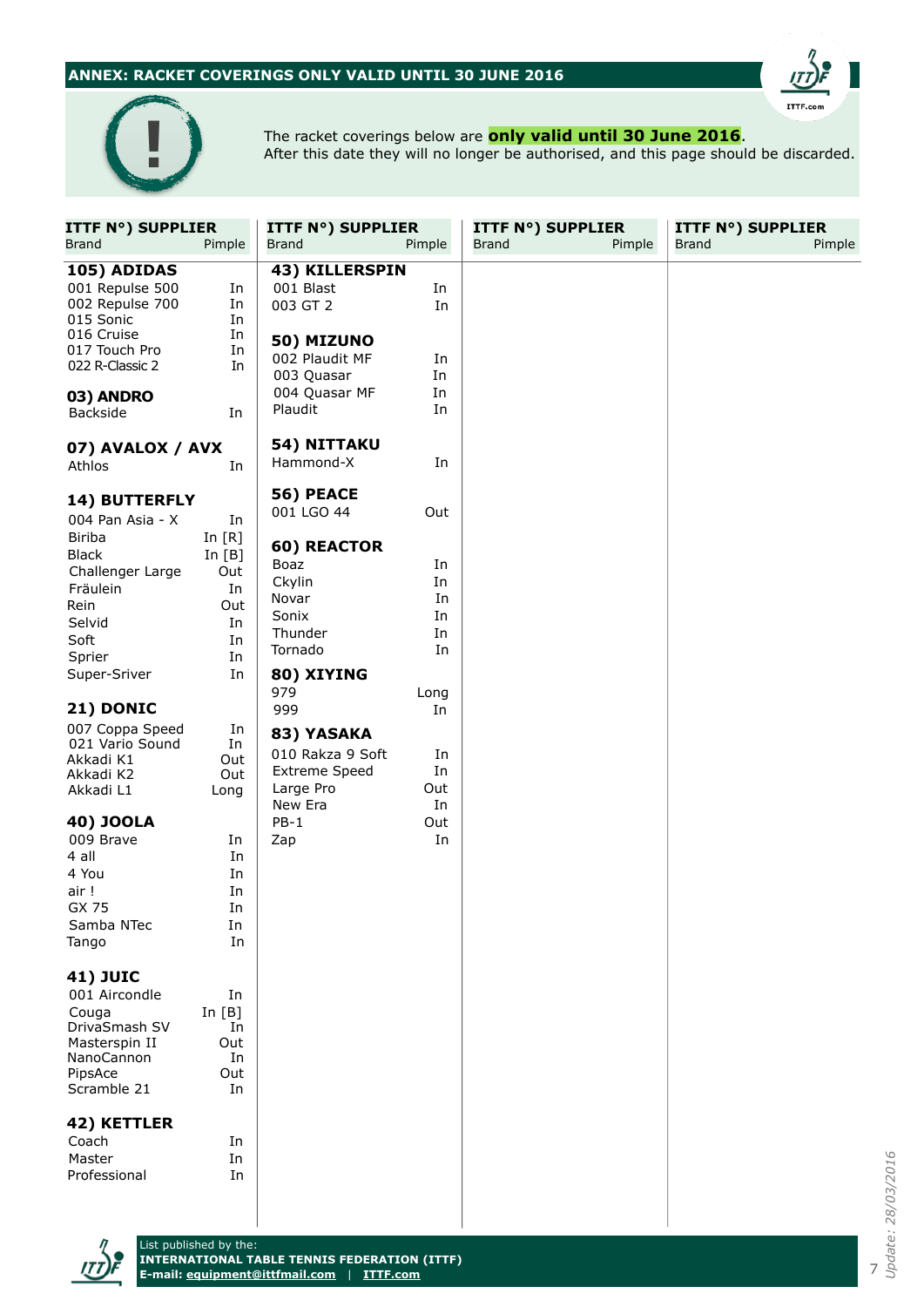## ANNEX: RACKET COVERINGS ONLY VALID UNTIL 30 JUNE 2016

The racket coverings below are **only valid until 30 June 2016**.
After this date they will no longer be authorised, and this page should be discarded.

| ITTF N°) SUPPLIER Brand | Pimple |
|---|---|
| **105) ADIDAS** | |
| 001 Repulse 500 | In |
| 002 Repulse 700 | In |
| 015 Sonic | In |
| 016 Cruise | In |
| 017 Touch Pro | In |
| 022 R-Classic 2 | In |
| **03) ANDRO** | |
| Backside | In |
| **07) AVALOX / AVX** | |
| Athlos | In |
| **14) BUTTERFLY** | |
| 004 Pan Asia - X | In |
| Biriba | In [R] |
| Black | In [B] |
| Challenger Large | Out |
| Fräulein | In |
| Rein | Out |
| Selvid | In |
| Soft | In |
| Sprier | In |
| Super-Sriver | In |
| **21) DONIC** | |
| 007 Coppa Speed | In |
| 021 Vario Sound | In |
| Akkadi K1 | Out |
| Akkadi K2 | Out |
| Akkadi L1 | Long |
| **40) JOOLA** | |
| 009 Brave | In |
| 4 all | In |
| 4 You | In |
| air ! | In |
| GX 75 | In |
| Samba NTec | In |
| Tango | In |
| **41) JUIC** | |
| 001 Aircondle | In |
| Couga | In [B] |
| DrivaSmash SV | In |
| Masterspin II | Out |
| NanoCannon | In |
| PipsAce | Out |
| Scramble 21 | In |
| **42) KETTLER** | |
| Coach | In |
| Master | In |
| Professional | In |
| **43) KILLERSPIN** | |
| 001 Blast | In |
| 003 GT 2 | In |
| **50) MIZUNO** | |
| 002 Plaudit MF | In |
| 003 Quasar | In |
| 004 Quasar MF | In |
| Plaudit | In |
| **54) NITTAKU** | |
| Hammond-X | In |
| **56) PEACE** | |
| 001 LGO 44 | Out |
| **60) REACTOR** | |
| Boaz | In |
| Ckylin | In |
| Novar | In |
| Sonix | In |
| Thunder | In |
| Tornado | In |
| **80) XIYING** | |
| 979 | Long |
| 999 | In |
| **83) YASAKA** | |
| 010 Rakza 9 Soft | In |
| Extreme Speed | In |
| Large Pro | Out |
| New Era | In |
| PB-1 | Out |
| Zap | In |

List published by the:
**INTERNATIONAL TABLE TENNIS FEDERATION (ITTF)**
**E-mail: equipment@ittfmail.com | ITTF.com**

*Update: 28/03/2016*